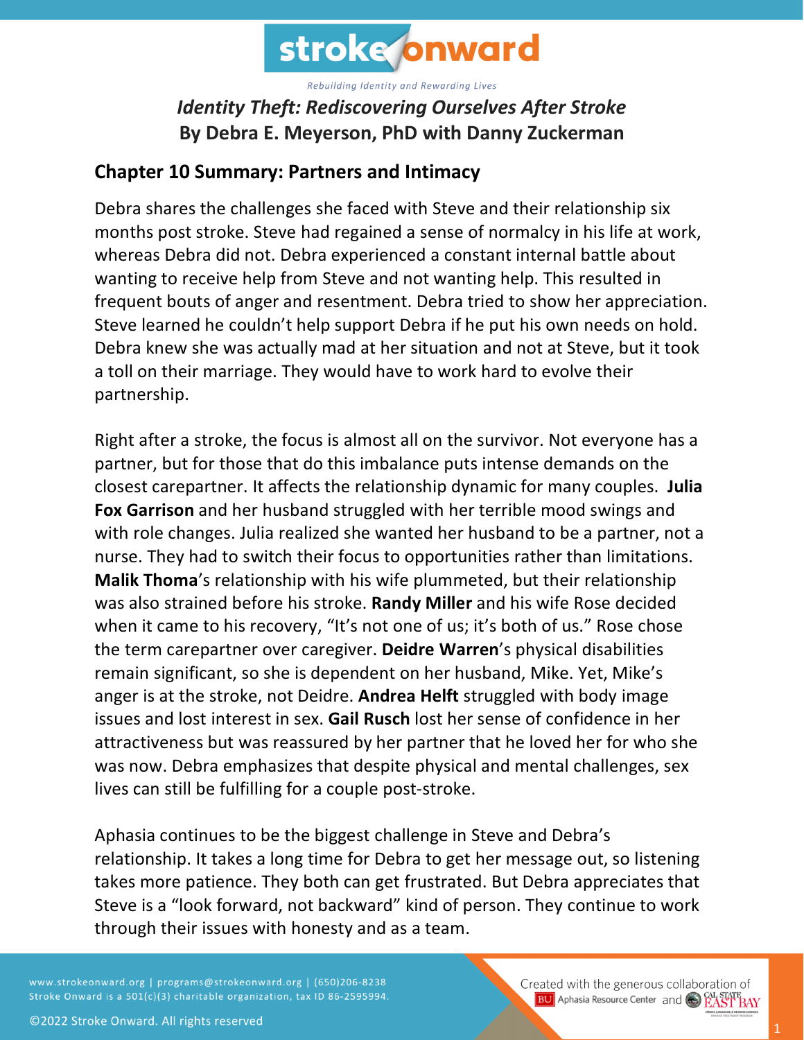strokeonward

*Rebuilding Identity and Rewarding Lives*

# *Identity Theft: Rediscovering Ourselves After Stroke*
# By Debra E. Meyerson, PhD with Danny Zuckerman

## Chapter 10 Summary: Partners and Intimacy

Debra shares the challenges she faced with Steve and their relationship six months post stroke. Steve had regained a sense of normalcy in his life at work, whereas Debra did not. Debra experienced a constant internal battle about wanting to receive help from Steve and not wanting help. This resulted in frequent bouts of anger and resentment. Debra tried to show her appreciation. Steve learned he couldn't help support Debra if he put his own needs on hold. Debra knew she was actually mad at her situation and not at Steve, but it took a toll on their marriage. They would have to work hard to evolve their partnership.

Right after a stroke, the focus is almost all on the survivor. Not everyone has a partner, but for those that do this imbalance puts intense demands on the closest carepartner. It affects the relationship dynamic for many couples. **Julia Fox Garrison** and her husband struggled with her terrible mood swings and with role changes. Julia realized she wanted her husband to be a partner, not a nurse. They had to switch their focus to opportunities rather than limitations. **Malik Thoma**'s relationship with his wife plummeted, but their relationship was also strained before his stroke. **Randy Miller** and his wife Rose decided when it came to his recovery, "It's not one of us; it's both of us." Rose chose the term carepartner over caregiver. **Deidre Warren**'s physical disabilities remain significant, so she is dependent on her husband, Mike. Yet, Mike's anger is at the stroke, not Deidre. **Andrea Helft** struggled with body image issues and lost interest in sex. **Gail Rusch** lost her sense of confidence in her attractiveness but was reassured by her partner that he loved her for who she was now. Debra emphasizes that despite physical and mental challenges, sex lives can still be fulfilling for a couple post-stroke.

Aphasia continues to be the biggest challenge in Steve and Debra's relationship. It takes a long time for Debra to get her message out, so listening takes more patience. They both can get frustrated. But Debra appreciates that Steve is a "look forward, not backward" kind of person. They continue to work through their issues with honesty and as a team.

www.strokeonward.org | programs@strokeonward.org | (650)206-8238
Stroke Onward is a 501(c)(3) charitable organization, tax ID 86-2595994.

©2022 Stroke Onward. All rights reserved

Created with the generous collaboration of BU Aphasia Resource Center and Cal State East Bay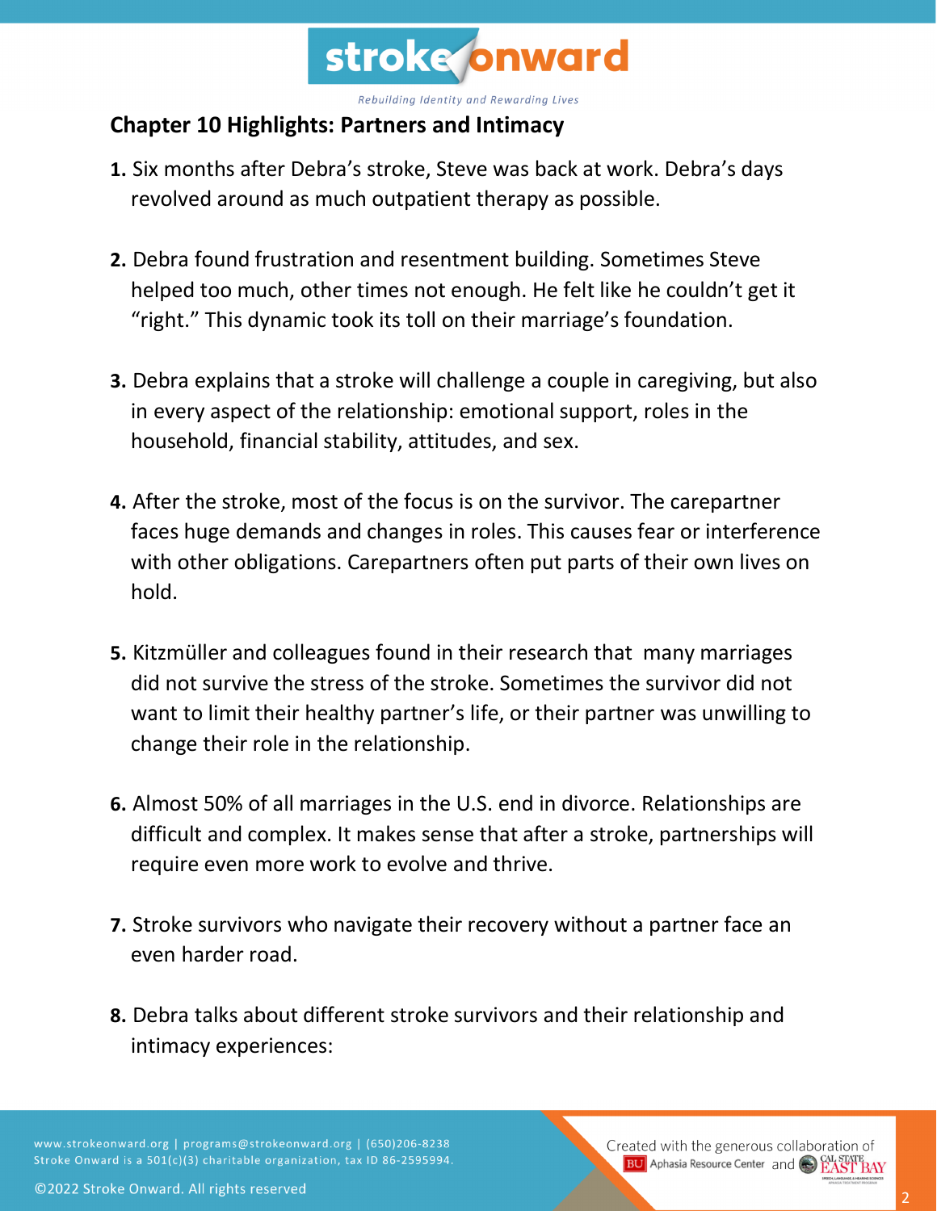## Chapter 10 Highlights: Partners and Intimacy

1. Six months after Debra's stroke, Steve was back at work. Debra's days revolved around as much outpatient therapy as possible.

2. Debra found frustration and resentment building. Sometimes Steve helped too much, other times not enough. He felt like he couldn't get it "right." This dynamic took its toll on their marriage's foundation.

3. Debra explains that a stroke will challenge a couple in caregiving, but also in every aspect of the relationship: emotional support, roles in the household, financial stability, attitudes, and sex.

4. After the stroke, most of the focus is on the survivor. The carepartner faces huge demands and changes in roles. This causes fear or interference with other obligations. Carepartners often put parts of their own lives on hold.

5. Kitzmüller and colleagues found in their research that many marriages did not survive the stress of the stroke. Sometimes the survivor did not want to limit their healthy partner's life, or their partner was unwilling to change their role in the relationship.

6. Almost 50% of all marriages in the U.S. end in divorce. Relationships are difficult and complex. It makes sense that after a stroke, partnerships will require even more work to evolve and thrive.

7. Stroke survivors who navigate their recovery without a partner face an even harder road.

8. Debra talks about different stroke survivors and their relationship and intimacy experiences: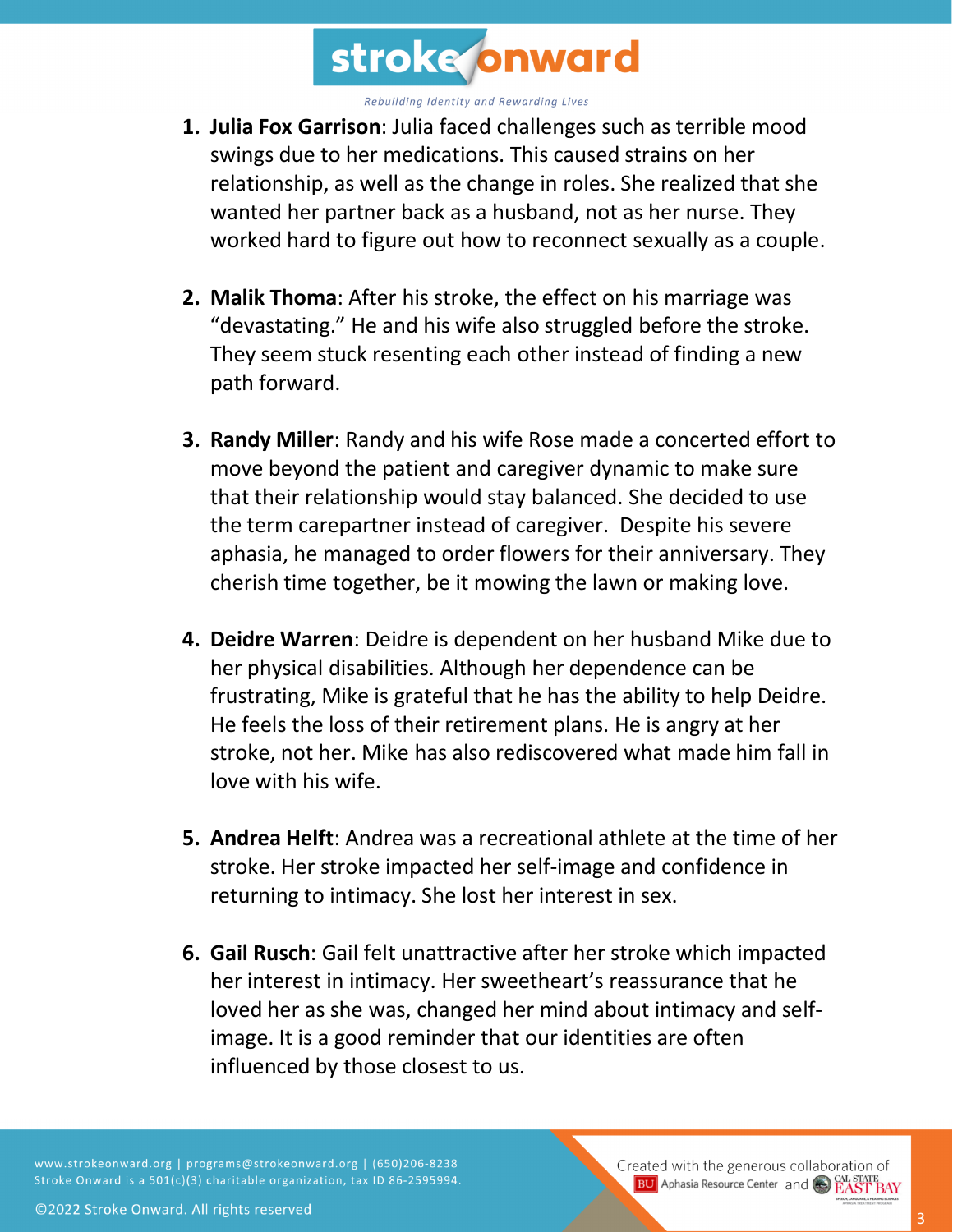1. **Julia Fox Garrison**: Julia faced challenges such as terrible mood swings due to her medications. This caused strains on her relationship, as well as the change in roles. She realized that she wanted her partner back as a husband, not as her nurse. They worked hard to figure out how to reconnect sexually as a couple.

2. **Malik Thoma**: After his stroke, the effect on his marriage was "devastating." He and his wife also struggled before the stroke. They seem stuck resenting each other instead of finding a new path forward.

3. **Randy Miller**: Randy and his wife Rose made a concerted effort to move beyond the patient and caregiver dynamic to make sure that their relationship would stay balanced. She decided to use the term carepartner instead of caregiver. Despite his severe aphasia, he managed to order flowers for their anniversary. They cherish time together, be it mowing the lawn or making love.

4. **Deidre Warren**: Deidre is dependent on her husband Mike due to her physical disabilities. Although her dependence can be frustrating, Mike is grateful that he has the ability to help Deidre. He feels the loss of their retirement plans. He is angry at her stroke, not her. Mike has also rediscovered what made him fall in love with his wife.

5. **Andrea Helft**: Andrea was a recreational athlete at the time of her stroke. Her stroke impacted her self-image and confidence in returning to intimacy. She lost her interest in sex.

6. **Gail Rusch**: Gail felt unattractive after her stroke which impacted her interest in intimacy. Her sweetheart's reassurance that he loved her as she was, changed her mind about intimacy and self-image. It is a good reminder that our identities are often influenced by those closest to us.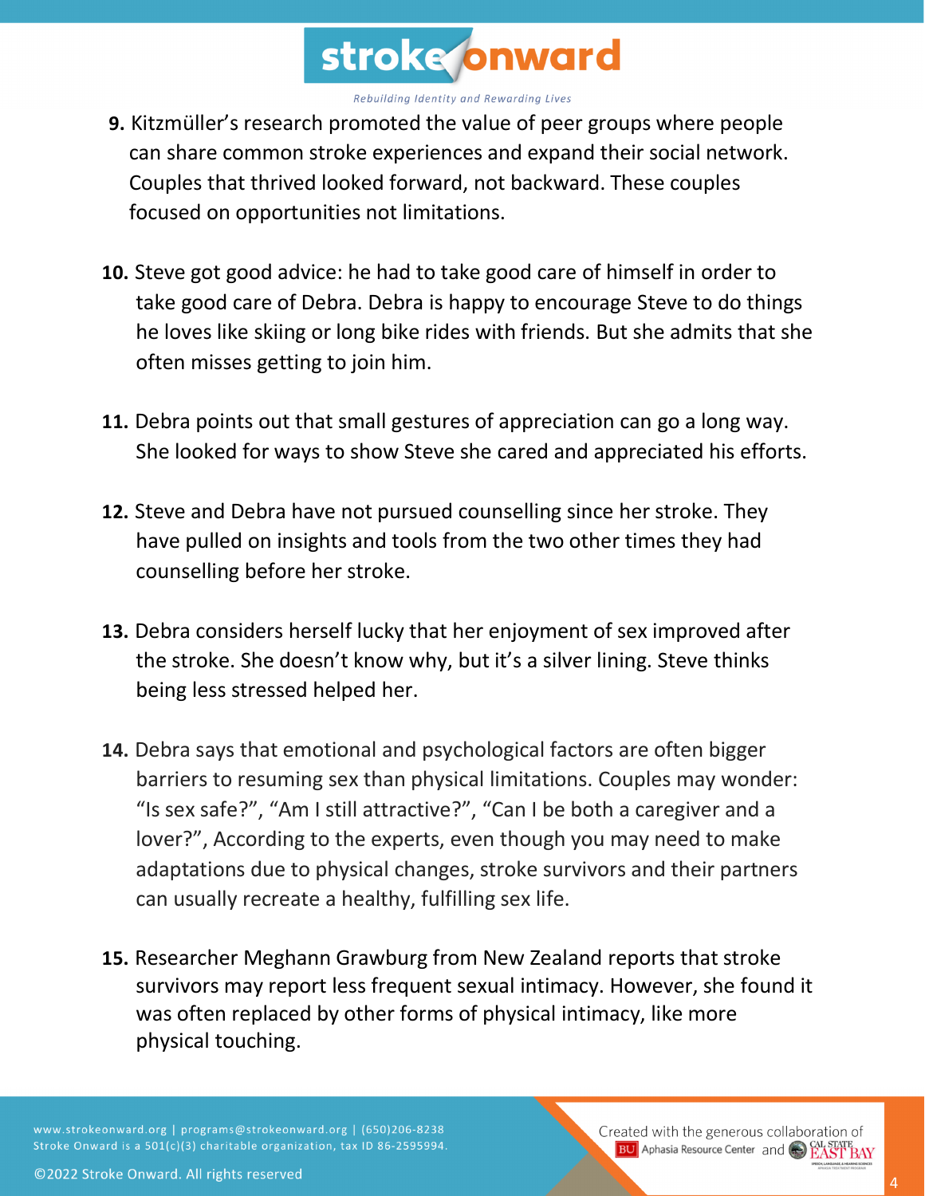9. Kitzmüller's research promoted the value of peer groups where people can share common stroke experiences and expand their social network. Couples that thrived looked forward, not backward. These couples focused on opportunities not limitations.

10. Steve got good advice: he had to take good care of himself in order to take good care of Debra. Debra is happy to encourage Steve to do things he loves like skiing or long bike rides with friends. But she admits that she often misses getting to join him.

11. Debra points out that small gestures of appreciation can go a long way. She looked for ways to show Steve she cared and appreciated his efforts.

12. Steve and Debra have not pursued counselling since her stroke. They have pulled on insights and tools from the two other times they had counselling before her stroke.

13. Debra considers herself lucky that her enjoyment of sex improved after the stroke. She doesn't know why, but it's a silver lining. Steve thinks being less stressed helped her.

14. Debra says that emotional and psychological factors are often bigger barriers to resuming sex than physical limitations. Couples may wonder: "Is sex safe?", "Am I still attractive?", "Can I be both a caregiver and a lover?", According to the experts, even though you may need to make adaptations due to physical changes, stroke survivors and their partners can usually recreate a healthy, fulfilling sex life.

15. Researcher Meghann Grawburg from New Zealand reports that stroke survivors may report less frequent sexual intimacy. However, she found it was often replaced by other forms of physical intimacy, like more physical touching.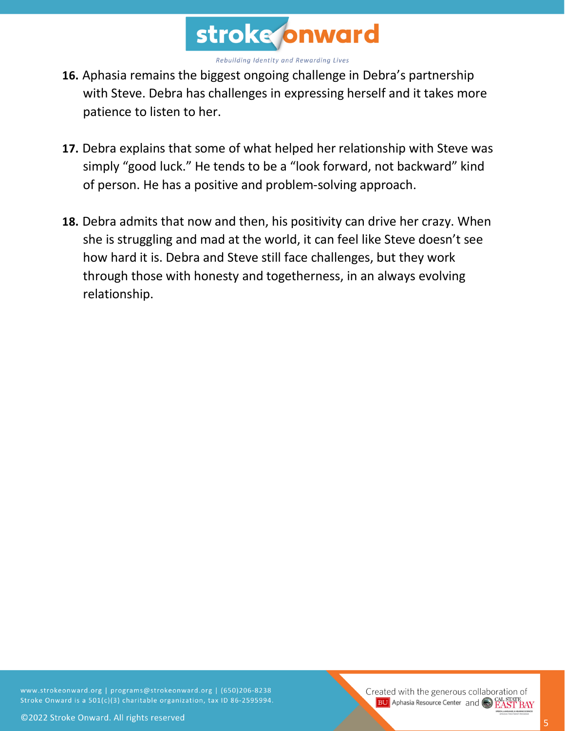16. Aphasia remains the biggest ongoing challenge in Debra's partnership with Steve. Debra has challenges in expressing herself and it takes more patience to listen to her.

17. Debra explains that some of what helped her relationship with Steve was simply "good luck." He tends to be a "look forward, not backward" kind of person. He has a positive and problem-solving approach.

18. Debra admits that now and then, his positivity can drive her crazy. When she is struggling and mad at the world, it can feel like Steve doesn't see how hard it is. Debra and Steve still face challenges, but they work through those with honesty and togetherness, in an always evolving relationship.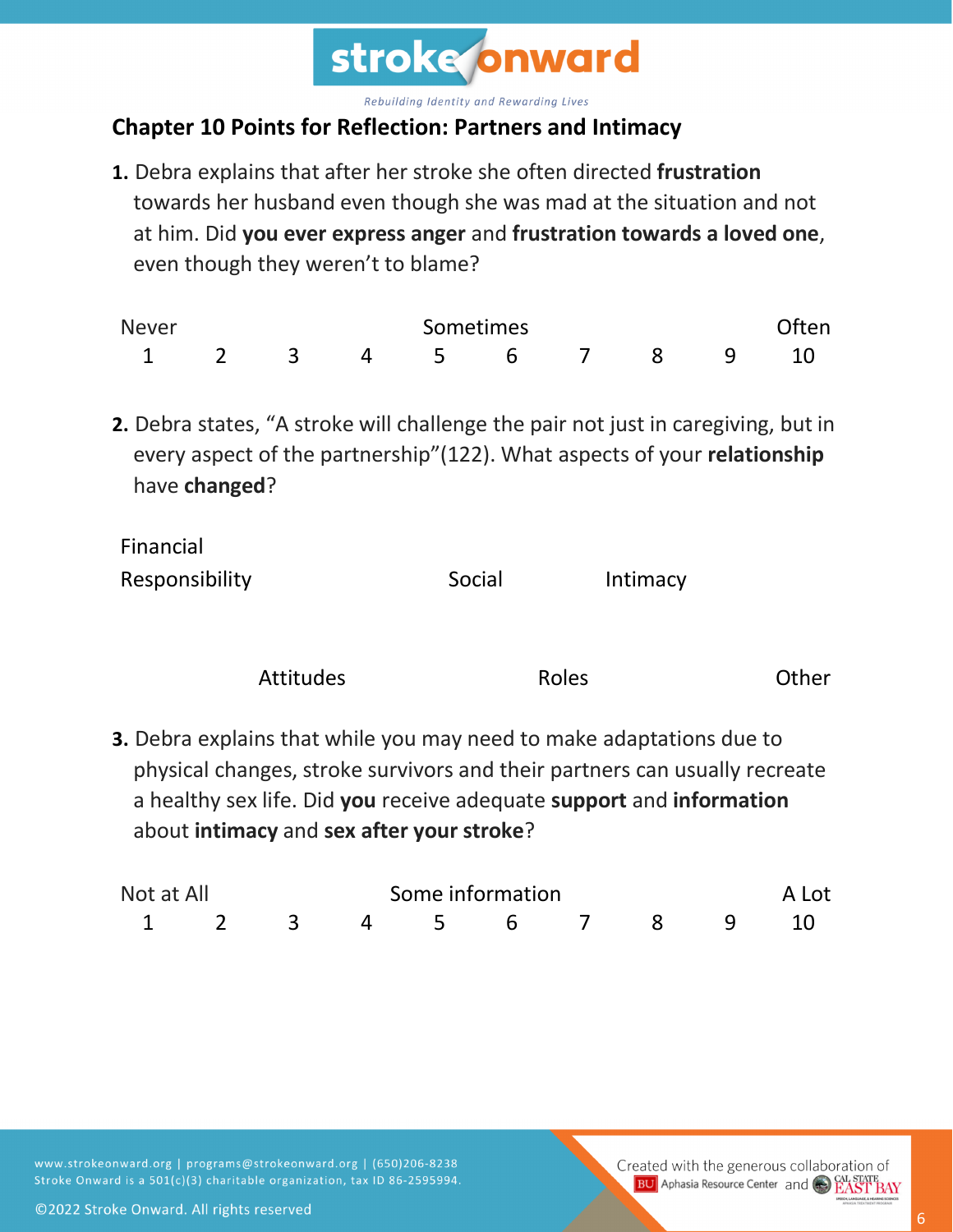## Chapter 10 Points for Reflection: Partners and Intimacy

**1.** Debra explains that after her stroke she often directed **frustration** towards her husband even though she was mad at the situation and not at him. Did **you ever express anger** and **frustration towards a loved one**, even though they weren't to blame?

| Never | | | | Sometimes | | | | | Often |
|---|---|---|---|---|---|---|---|---|---|
| 1 | 2 | 3 | 4 | 5 | 6 | 7 | 8 | 9 | 10 |

**2.** Debra states, "A stroke will challenge the pair not just in caregiving, but in every aspect of the partnership"(122). What aspects of your **relationship** have **changed**?

Financial Responsibility

Social

Intimacy

Attitudes

Roles

Other

**3.** Debra explains that while you may need to make adaptations due to physical changes, stroke survivors and their partners can usually recreate a healthy sex life. Did **you** receive adequate **support** and **information** about **intimacy** and **sex after your stroke**?

| Not at All | | | | Some information | | | | | A Lot |
|---|---|---|---|---|---|---|---|---|---|
| 1 | 2 | 3 | 4 | 5 | 6 | 7 | 8 | 9 | 10 |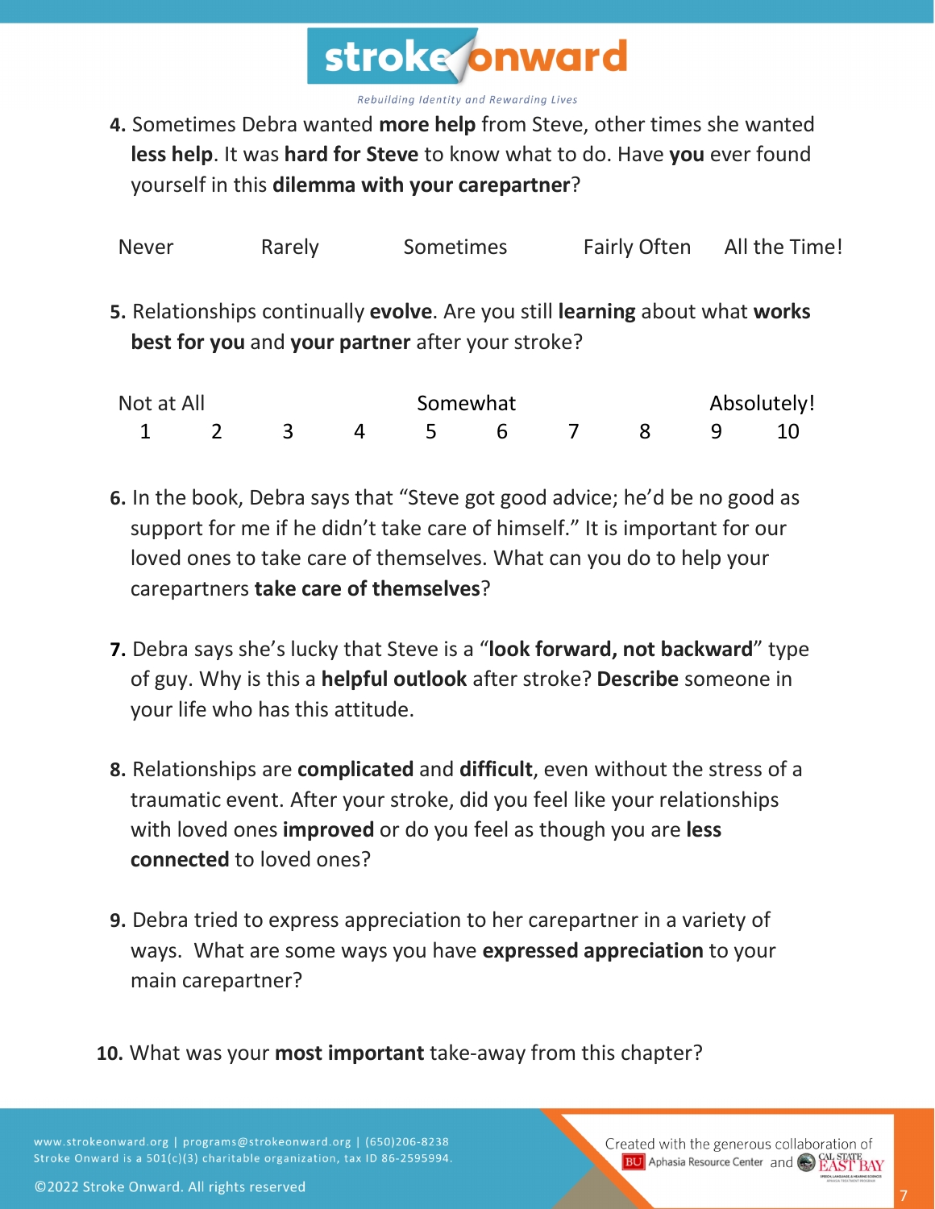4. Sometimes Debra wanted **more help** from Steve, other times she wanted **less help**. It was **hard for Steve** to know what to do. Have **you** ever found yourself in this **dilemma with your carepartner**?

| | | | | |
|---|---|---|---|---|
| Never | Rarely | Sometimes | Fairly Often | All the Time! |

5. Relationships continually **evolve**. Are you still **learning** about what **works best for you** and **your partner** after your stroke?

| | | | | | | | | | |
|---|---|---|---|---|---|---|---|---|---|
| Not at All | | | | Somewhat | | | | Absolutely! | |
| 1 | 2 | 3 | 4 | 5 | 6 | 7 | 8 | 9 | 10 |

6. In the book, Debra says that "Steve got good advice; he'd be no good as support for me if he didn't take care of himself." It is important for our loved ones to take care of themselves. What can you do to help your carepartners **take care of themselves**?

7. Debra says she's lucky that Steve is a "**look forward, not backward**" type of guy. Why is this a **helpful outlook** after stroke? **Describe** someone in your life who has this attitude.

8. Relationships are **complicated** and **difficult**, even without the stress of a traumatic event. After your stroke, did you feel like your relationships with loved ones **improved** or do you feel as though you are **less connected** to loved ones?

9. Debra tried to express appreciation to her carepartner in a variety of ways. What are some ways you have **expressed appreciation** to your main carepartner?

10. What was your **most important** take-away from this chapter?